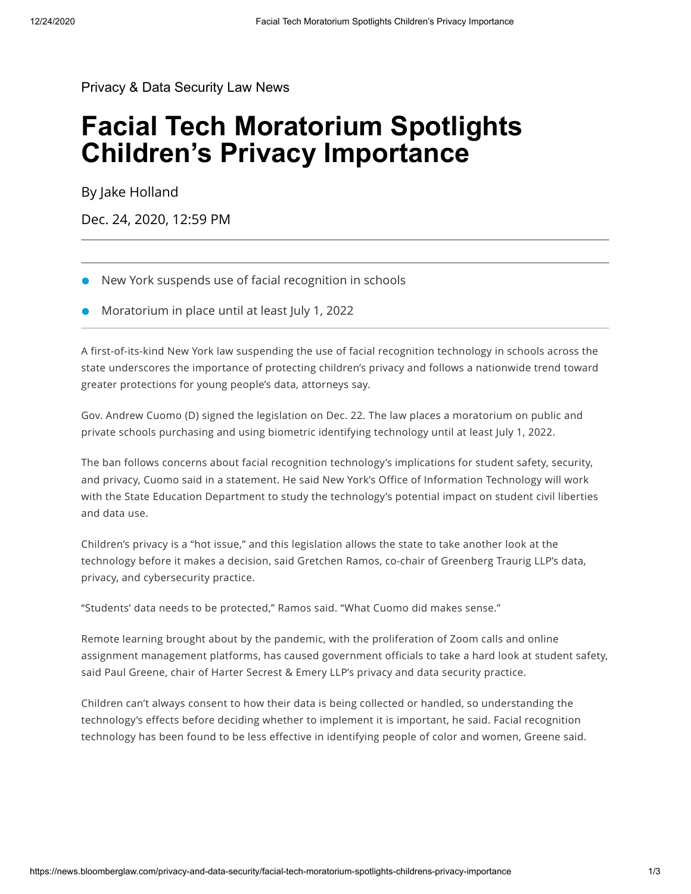Privacy & Data Security Law News

# Facial Tech Moratorium Spotlights Children's Privacy Importance

By Jake Holland

Dec. 24, 2020, 12:59 PM

---

- New York suspends use of facial recognition in schools
- Moratorium in place until at least July 1, 2022

---

A first-of-its-kind New York law suspending the use of facial recognition technology in schools across the state underscores the importance of protecting children's privacy and follows a nationwide trend toward greater protections for young people's data, attorneys say.

Gov. Andrew Cuomo (D) signed the legislation on Dec. 22. The law places a moratorium on public and private schools purchasing and using biometric identifying technology until at least July 1, 2022.

The ban follows concerns about facial recognition technology's implications for student safety, security, and privacy, Cuomo said in a statement. He said New York's Office of Information Technology will work with the State Education Department to study the technology's potential impact on student civil liberties and data use.

Children's privacy is a "hot issue," and this legislation allows the state to take another look at the technology before it makes a decision, said Gretchen Ramos, co-chair of Greenberg Traurig LLP's data, privacy, and cybersecurity practice.

"Students' data needs to be protected," Ramos said. "What Cuomo did makes sense."

Remote learning brought about by the pandemic, with the proliferation of Zoom calls and online assignment management platforms, has caused government officials to take a hard look at student safety, said Paul Greene, chair of Harter Secrest & Emery LLP's privacy and data security practice.

Children can't always consent to how their data is being collected or handled, so understanding the technology's effects before deciding whether to implement it is important, he said. Facial recognition technology has been found to be less effective in identifying people of color and women, Greene said.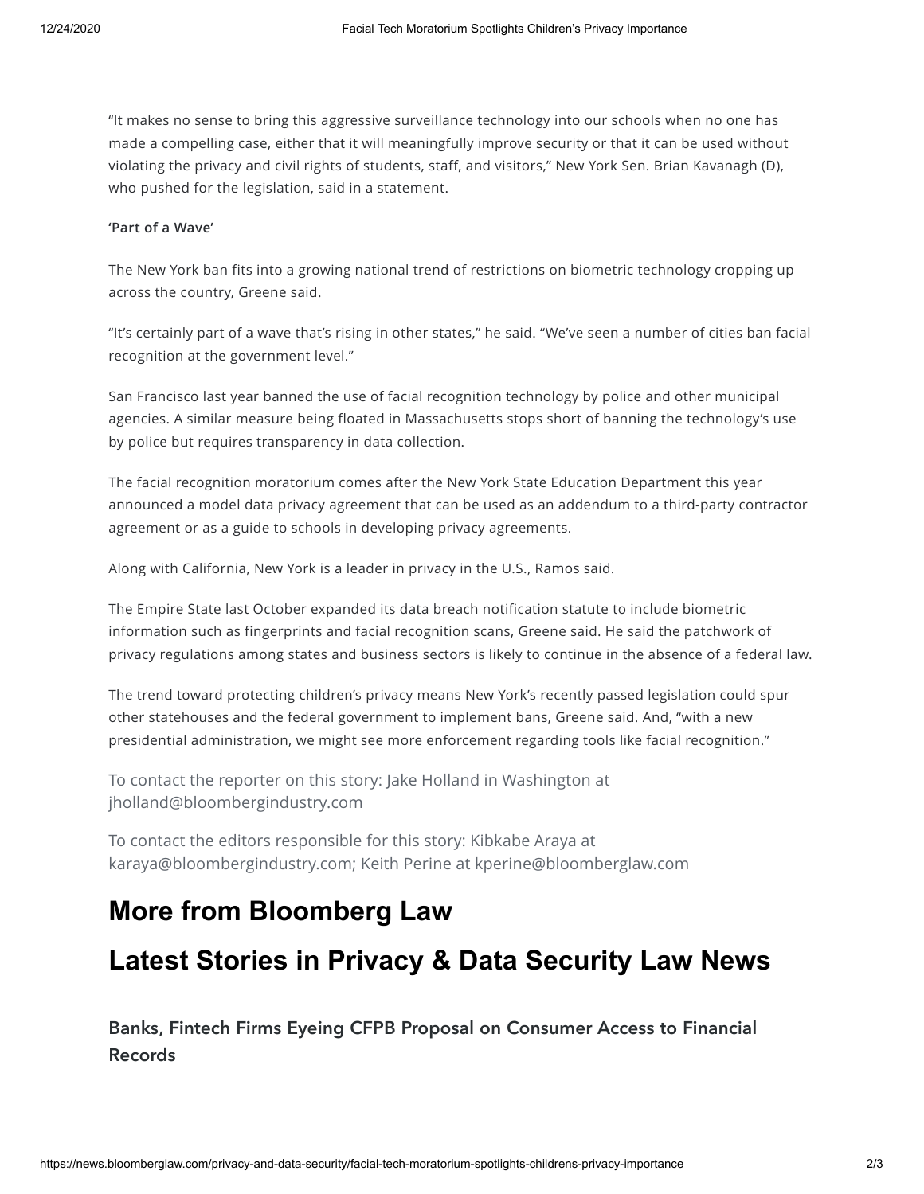"It makes no sense to bring this aggressive surveillance technology into our schools when no one has made a compelling case, either that it will meaningfully improve security or that it can be used without violating the privacy and civil rights of students, staff, and visitors," New York Sen. Brian Kavanagh (D), who pushed for the legislation, said in a statement.

**'Part of a Wave'**

The New York ban fits into a growing national trend of restrictions on biometric technology cropping up across the country, Greene said.

"It's certainly part of a wave that's rising in other states," he said. "We've seen a number of cities ban facial recognition at the government level."

San Francisco last year banned the use of facial recognition technology by police and other municipal agencies. A similar measure being floated in Massachusetts stops short of banning the technology's use by police but requires transparency in data collection.

The facial recognition moratorium comes after the New York State Education Department this year announced a model data privacy agreement that can be used as an addendum to a third-party contractor agreement or as a guide to schools in developing privacy agreements.

Along with California, New York is a leader in privacy in the U.S., Ramos said.

The Empire State last October expanded its data breach notification statute to include biometric information such as fingerprints and facial recognition scans, Greene said. He said the patchwork of privacy regulations among states and business sectors is likely to continue in the absence of a federal law.

The trend toward protecting children's privacy means New York's recently passed legislation could spur other statehouses and the federal government to implement bans, Greene said. And, "with a new presidential administration, we might see more enforcement regarding tools like facial recognition."

To contact the reporter on this story: Jake Holland in Washington at jholland@bloombergindustry.com

To contact the editors responsible for this story: Kibkabe Araya at karaya@bloombergindustry.com; Keith Perine at kperine@bloomberglaw.com

# More from Bloomberg Law

# Latest Stories in Privacy & Data Security Law News

### Banks, Fintech Firms Eyeing CFPB Proposal on Consumer Access to Financial Records